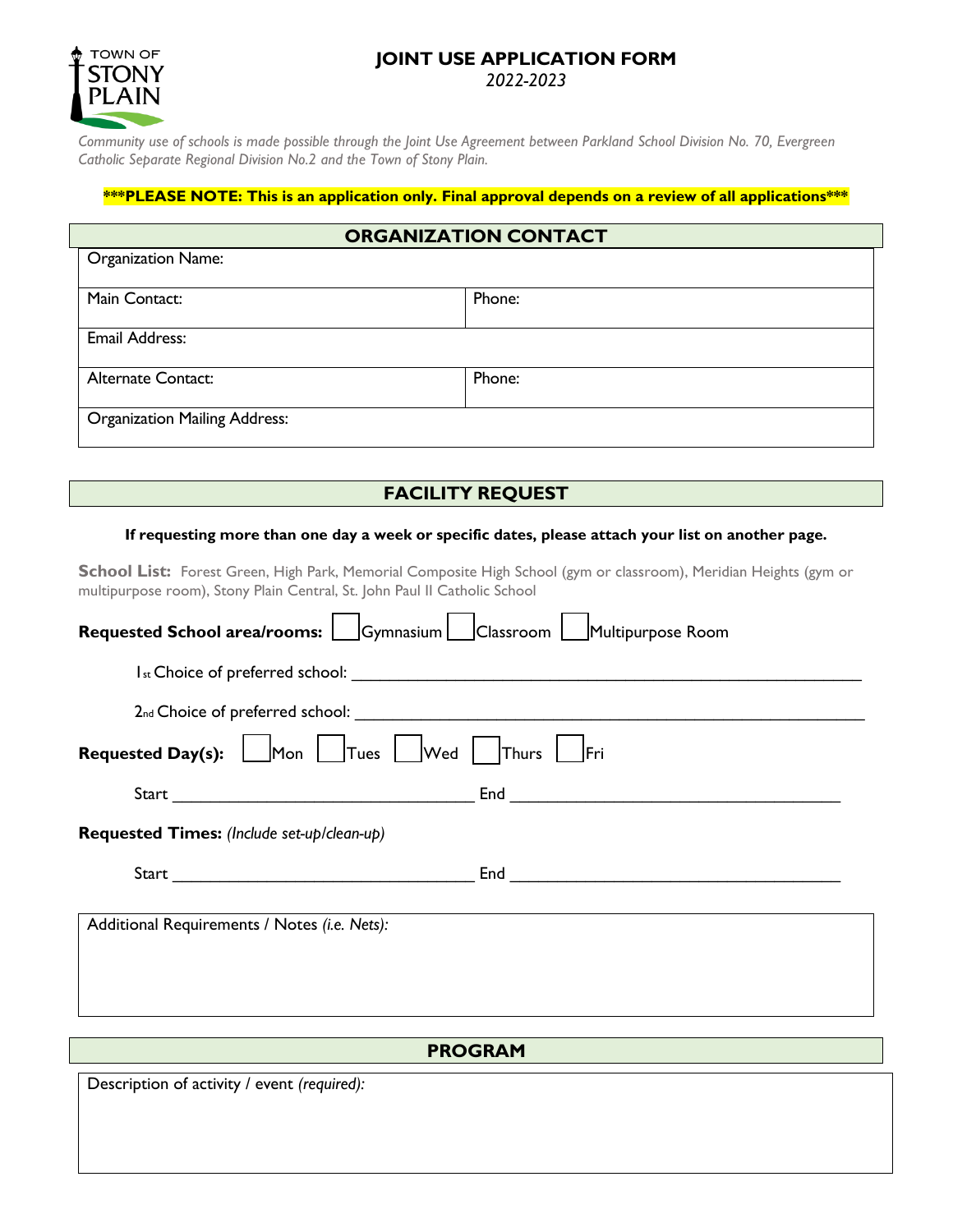TOWN OF STONY PLAIN

# JOINT USE APPLICATION FORM

*2022-2023*

*Community use of schools is made possible through the Joint Use Agreement between Parkland School Division No. 70, Evergreen Catholic Separate Regional Division No.2 and the Town of Stony Plain.*

**\*\*\*PLEASE NOTE: This is an application only. Final approval depends on a review of all applications\*\*\***

## ORGANIZATION CONTACT

| Organization Name: | |
|---|---|
| Main Contact: | Phone: |
| Email Address: | |
| Alternate Contact: | Phone: |
| Organization Mailing Address: | |

## FACILITY REQUEST

**If requesting more than one day a week or specific dates, please attach your list on another page.**

**School List:** Forest Green, High Park, Memorial Composite High School (gym or classroom), Meridian Heights (gym or multipurpose room), Stony Plain Central, St. John Paul II Catholic School

**Requested School area/rooms:** ☐ Gymnasium ☐ Classroom ☐ Multipurpose Room

1st Choice of preferred school: ______________________________

2nd Choice of preferred school: ______________________________

**Requested Day(s):** ☐ Mon ☐ Tues ☐ Wed ☐ Thurs ☐ Fri

Start ____________________ End ____________________

**Requested Times:** *(Include set-up/clean-up)*

Start ____________________ End ____________________

| Additional Requirements / Notes *(i.e. Nets)*: |
|---|
| |

## PROGRAM

| Description of activity / event *(required)*: |
|---|
| |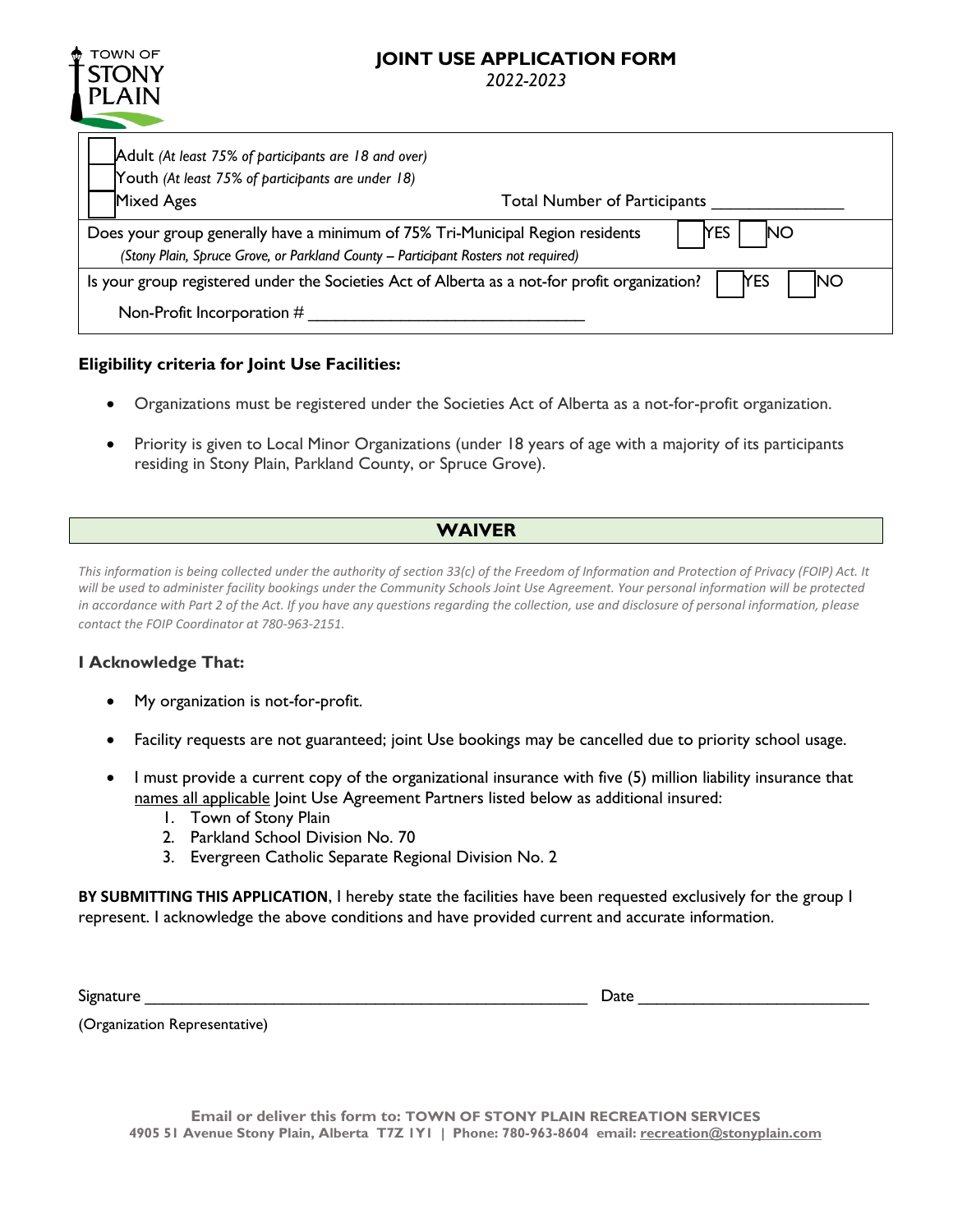# JOINT USE APPLICATION FORM

*2022-2023*

☐ Adult *(At least 75% of participants are 18 and over)*
☐ Youth *(At least 75% of participants are under 18)*
☐ Mixed Ages Total Number of Participants _______________

Does your group generally have a minimum of 75% Tri-Municipal Region residents ☐ YES ☐ NO
*(Stony Plain, Spruce Grove, or Parkland County – Participant Rosters not required)*

Is your group registered under the Societies Act of Alberta as a not-for profit organization? ☐ YES ☐ NO

Non-Profit Incorporation # ________________________________

**Eligibility criteria for Joint Use Facilities:**

- Organizations must be registered under the Societies Act of Alberta as a not-for-profit organization.
- Priority is given to Local Minor Organizations (under 18 years of age with a majority of its participants residing in Stony Plain, Parkland County, or Spruce Grove).

## WAIVER

*This information is being collected under the authority of section 33(c) of the Freedom of Information and Protection of Privacy (FOIP) Act. It will be used to administer facility bookings under the Community Schools Joint Use Agreement. Your personal information will be protected in accordance with Part 2 of the Act. If you have any questions regarding the collection, use and disclosure of personal information, please contact the FOIP Coordinator at 780-963-2151.*

**I Acknowledge That:**

- My organization is not-for-profit.
- Facility requests are not guaranteed; joint Use bookings may be cancelled due to priority school usage.
- I must provide a current copy of the organizational insurance with five (5) million liability insurance that names all applicable Joint Use Agreement Partners listed below as additional insured:
  1. Town of Stony Plain
  2. Parkland School Division No. 70
  3. Evergreen Catholic Separate Regional Division No. 2

**BY SUBMITTING THIS APPLICATION**, I hereby state the facilities have been requested exclusively for the group I represent. I acknowledge the above conditions and have provided current and accurate information.

Signature ____________________________________________________ Date __________________________

(Organization Representative)

**Email or deliver this form to: TOWN OF STONY PLAIN RECREATION SERVICES**
**4905 51 Avenue Stony Plain, Alberta T7Z 1Y1 | Phone: 780-963-8604 email: recreation@stonyplain.com**